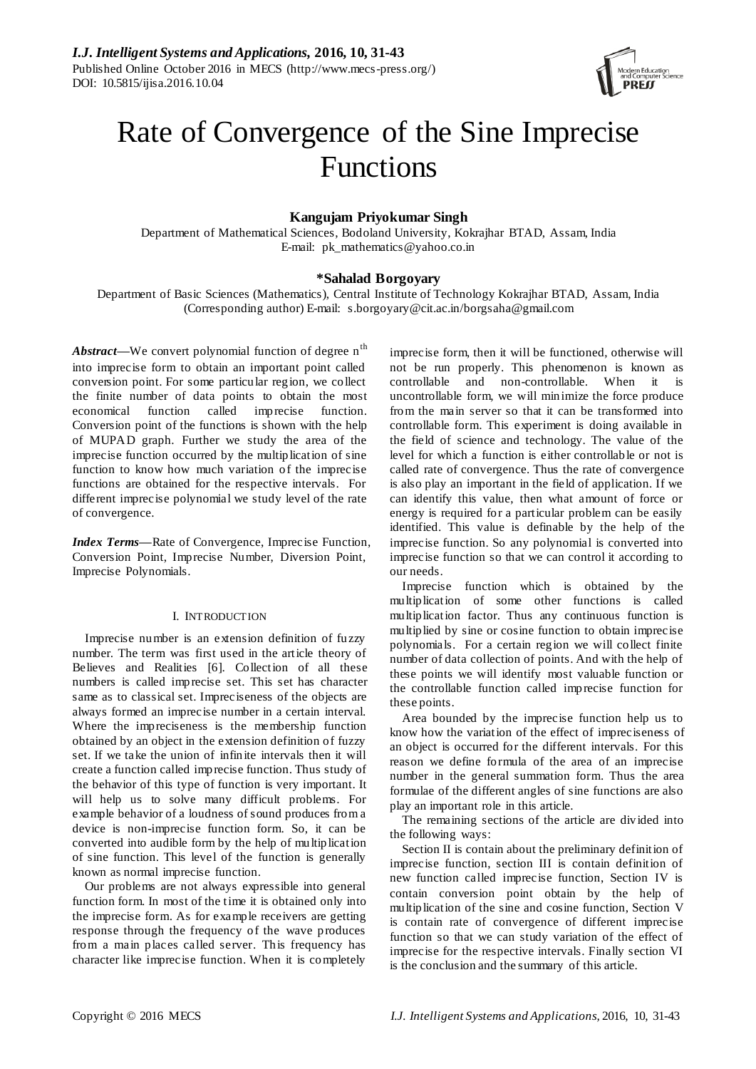# Rate of Convergence of the Sine Imprecise Functions

**Kangujam Priyokumar Singh**

Department of Mathematical Sciences, Bodoland University, Kokrajhar BTAD, Assam, India
E-mail: pk_mathematics@yahoo.co.in

**\*Sahalad Borgoyary**

Department of Basic Sciences (Mathematics), Central Institute of Technology Kokrajhar BTAD, Assam, India
(Corresponding author) E-mail: s.borgoyary@cit.ac.in/borgsaha@gmail.com

***Abstract*—**We convert polynomial function of degree $n^{th}$ into imprecise form to obtain an important point called conversion point. For some particular region, we collect the finite number of data points to obtain the most economical function called imprecise function. Conversion point of the functions is shown with the help of MUPAD graph. Further we study the area of the imprecise function occurred by the multiplication of sine function to know how much variation of the imprecise functions are obtained for the respective intervals. For different imprecise polynomial we study level of the rate of convergence.

***Index Terms*—**Rate of Convergence, Imprecise Function, Conversion Point, Imprecise Number, Diversion Point, Imprecise Polynomials.

## I. INTRODUCTION

Imprecise number is an extension definition of fuzzy number. The term was first used in the article theory of Believes and Realities [6]. Collection of all these numbers is called imprecise set. This set has character same as to classical set. Impreciseness of the objects are always formed an imprecise number in a certain interval. Where the impreciseness is the membership function obtained by an object in the extension definition of fuzzy set. If we take the union of infinite intervals then it will create a function called imprecise function. Thus study of the behavior of this type of function is very important. It will help us to solve many difficult problems. For example behavior of a loudness of sound produces from a device is non-imprecise function form. So, it can be converted into audible form by the help of multiplication of sine function. This level of the function is generally known as normal imprecise function.

Our problems are not always expressible into general function form. In most of the time it is obtained only into the imprecise form. As for example receivers are getting response through the frequency of the wave produces from a main places called server. This frequency has character like imprecise function. When it is completely imprecise form, then it will be functioned, otherwise will not be run properly. This phenomenon is known as controllable and non-controllable. When it is uncontrollable form, we will minimize the force produce from the main server so that it can be transformed into controllable form. This experiment is doing available in the field of science and technology. The value of the level for which a function is either controllable or not is called rate of convergence. Thus the rate of convergence is also play an important in the field of application. If we can identify this value, then what amount of force or energy is required for a particular problem can be easily identified. This value is definable by the help of the imprecise function. So any polynomial is converted into imprecise function so that we can control it according to our needs.

Imprecise function which is obtained by the multiplication of some other functions is called multiplication factor. Thus any continuous function is multiplied by sine or cosine function to obtain imprecise polynomials. For a certain region we will collect finite number of data collection of points. And with the help of these points we will identify most valuable function or the controllable function called imprecise function for these points.

Area bounded by the imprecise function help us to know how the variation of the effect of impreciseness of an object is occurred for the different intervals. For this reason we define formula of the area of an imprecise number in the general summation form. Thus the area formulae of the different angles of sine functions are also play an important role in this article.

The remaining sections of the article are divided into the following ways:

Section II is contain about the preliminary definition of imprecise function, section III is contain definition of new function called imprecise function, Section IV is contain conversion point obtain by the help of multiplication of the sine and cosine function, Section V is contain rate of convergence of different imprecise function so that we can study variation of the effect of imprecise for the respective intervals. Finally section VI is the conclusion and the summary of this article.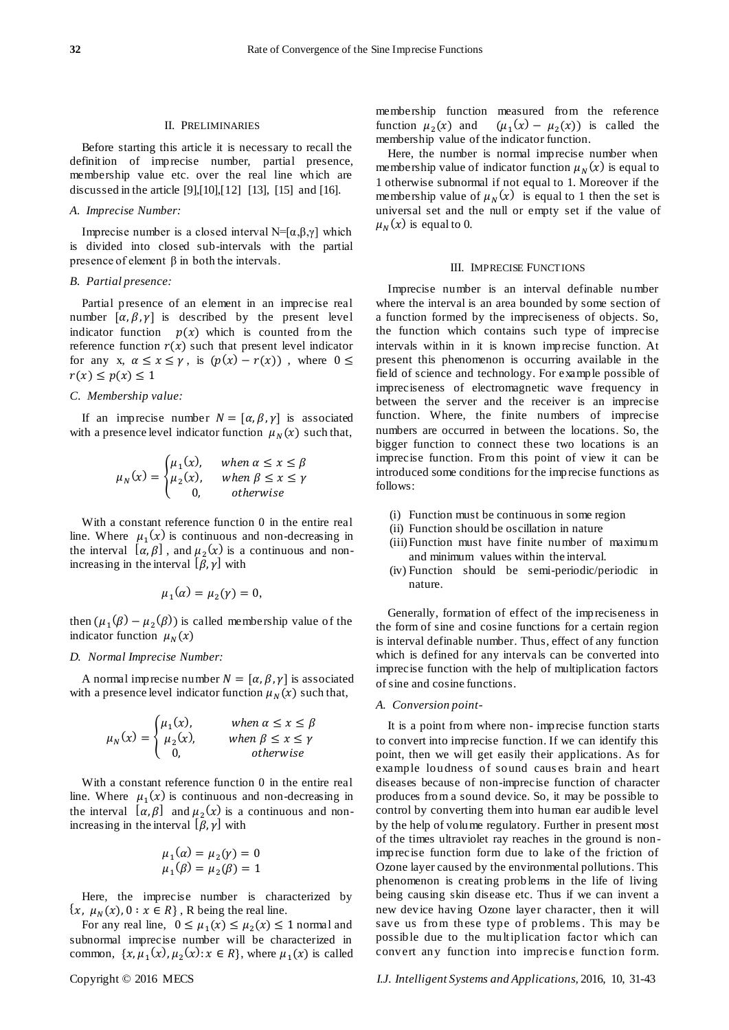## II. Preliminaries

Before starting this article it is necessary to recall the definition of imprecise number, partial presence, membership value etc. over the real line which are discussed in the article [9],[10],[12] [13], [15] and [16].

### A. Imprecise Number:

Imprecise number is a closed interval N=[α,β,γ] which is divided into closed sub-intervals with the partial presence of element β in both the intervals.

### B. Partial presence:

Partial presence of an element in an imprecise real number $[\alpha,\beta,\gamma]$ is described by the present level indicator function $p(x)$ which is counted from the reference function $r(x)$ such that present level indicator for any x, $\alpha \leq x \leq \gamma$, is $(p(x) - r(x))$, where $0 \leq r(x) \leq p(x) \leq 1$

### C. Membership value:

If an imprecise number $N = [\alpha,\beta,\gamma]$ is associated with a presence level indicator function $\mu_N(x)$ such that,

$$\mu_N(x) = \begin{cases} \mu_1(x), & when\ \alpha \leq x \leq \beta \\ \mu_2(x), & when\ \beta \leq x \leq \gamma \\ 0, & otherwise \end{cases}$$

With a constant reference function 0 in the entire real line. Where $\mu_1(x)$ is continuous and non-decreasing in the interval $[\alpha,\beta]$, and $\mu_2(x)$ is a continuous and non-increasing in the interval $[\beta,\gamma]$ with

$$\mu_1(\alpha) = \mu_2(\gamma) = 0,$$

then $(\mu_1(\beta) - \mu_2(\beta))$ is called membership value of the indicator function $\mu_N(x)$

### D. Normal Imprecise Number:

A normal imprecise number $N = [\alpha,\beta,\gamma]$ is associated with a presence level indicator function $\mu_N(x)$ such that,

$$\mu_N(x) = \begin{cases} \mu_1(x), & when\ \alpha \leq x \leq \beta \\ \mu_2(x), & when\ \beta \leq x \leq \gamma \\ 0, & otherwise \end{cases}$$

With a constant reference function 0 in the entire real line. Where $\mu_1(x)$ is continuous and non-decreasing in the interval $[\alpha,\beta]$ and $\mu_2(x)$ is a continuous and non-increasing in the interval $[\beta,\gamma]$ with

$$\mu_1(\alpha) = \mu_2(\gamma) = 0$$
$$\mu_1(\beta) = \mu_2(\beta) = 1$$

Here, the imprecise number is characterized by $\{x,\ \mu_N(x), 0 : x \in R\}$, R being the real line.

For any real line, $0 \leq \mu_1(x) \leq \mu_2(x) \leq 1$ normal and subnormal imprecise number will be characterized in common, $\{x, \mu_1(x), \mu_2(x) : x \in R\}$, where $\mu_1(x)$ is called membership function measured from the reference function $\mu_2(x)$ and $(\mu_1(x) - \mu_2(x))$ is called the membership value of the indicator function.

Here, the number is normal imprecise number when membership value of indicator function $\mu_N(x)$ is equal to 1 otherwise subnormal if not equal to 1. Moreover if the membership value of $\mu_N(x)$ is equal to 1 then the set is universal set and the null or empty set if the value of $\mu_N(x)$ is equal to 0.

## III. Imprecise Functions

Imprecise number is an interval definable number where the interval is an area bounded by some section of a function formed by the impreciseness of objects. So, the function which contains such type of imprecise intervals within in it is known imprecise function. At present this phenomenon is occurring available in the field of science and technology. For example possible of impreciseness of electromagnetic wave frequency in between the server and the receiver is an imprecise function. Where, the finite numbers of imprecise numbers are occurred in between the locations. So, the bigger function to connect these two locations is an imprecise function. From this point of view it can be introduced some conditions for the imprecise functions as follows:

(i) Function must be continuous in some region
(ii) Function should be oscillation in nature
(iii) Function must have finite number of maximum and minimum values within the interval.
(iv) Function should be semi-periodic/periodic in nature.

Generally, formation of effect of the impreciseness in the form of sine and cosine functions for a certain region is interval definable number. Thus, effect of any function which is defined for any intervals can be converted into imprecise function with the help of multiplication factors of sine and cosine functions.

### A. Conversion point-

It is a point from where non- imprecise function starts to convert into imprecise function. If we can identify this point, then we will get easily their applications. As for example loudness of sound causes brain and heart diseases because of non-imprecise function of character produces from a sound device. So, it may be possible to control by converting them into human ear audible level by the help of volume regulatory. Further in present most of the times ultraviolet ray reaches in the ground is non-imprecise function form due to lake of the friction of Ozone layer caused by the environmental pollutions. This phenomenon is creating problems in the life of living being causing skin disease etc. Thus if we can invent a new device having Ozone layer character, then it will save us from these type of problems. This may be possible due to the multiplication factor which can convert any function into imprecise function form.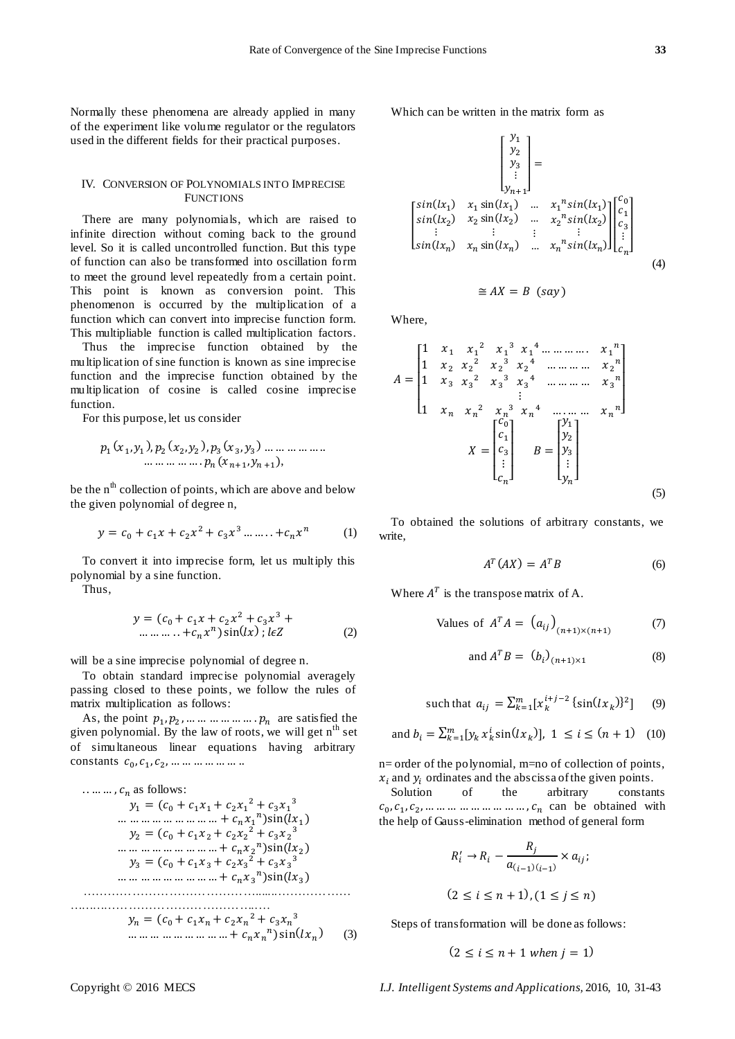Normally these phenomena are already applied in many of the experiment like volume regulator or the regulators used in the different fields for their practical purposes.

## IV. Conversion of Polynomials into Imprecise Functions

There are many polynomials, which are raised to infinite direction without coming back to the ground level. So it is called uncontrolled function. But this type of function can also be transformed into oscillation form to meet the ground level repeatedly from a certain point. This point is known as conversion point. This phenomenon is occurred by the multiplication of a function which can convert into imprecise function form. This multipliable function is called multiplication factors.

Thus the imprecise function obtained by the multiplication of sine function is known as sine imprecise function and the imprecise function obtained by the multiplication of cosine is called cosine imprecise function.

For this purpose, let us consider

$$p_1(x_1, y_1), p_2(x_2, y_2), p_3(x_3, y_3) \ldots\ldots\ldots\ldots\ldots \ldots\ldots\ldots\ldots\ldots p_n(x_{n+1}, y_{n+1}),$$

be the n[th] collection of points, which are above and below the given polynomial of degree n,

$$y = c_0 + c_1 x + c_2 x^2 + c_3 x^3 \ldots\ldots + c_n x^n \qquad (1)$$

To convert it into imprecise form, let us multiply this polynomial by a sine function.

Thus,

$$y = (c_0 + c_1 x + c_2 x^2 + c_3 x^3 + \ldots\ldots\ldots + c_n x^n)\sin(lx)\,;\, l\epsilon Z \qquad (2)$$

will be a sine imprecise polynomial of degree n.

To obtain standard imprecise polynomial averagely passing closed to these points, we follow the rules of matrix multiplication as follows:

As, the point $p_1, p_2, \ldots\ldots\ldots\ldots\ldots p_n$ are satisfied the given polynomial. By the law of roots, we will get n[th] set of simultaneous linear equations having arbitrary constants $c_0, c_1, c_2, \ldots\ldots\ldots\ldots\ldots\ldots, c_n$ as follows:

$$y_1 = (c_0 + c_1 x_1 + c_2 {x_1}^2 + c_3 {x_1}^3 \ldots\ldots\ldots\ldots\ldots + c_n {x_1}^n)\sin(lx_1)$$
$$y_2 = (c_0 + c_1 x_2 + c_2 {x_2}^2 + c_3 {x_2}^3 \ldots\ldots\ldots\ldots\ldots + c_n {x_2}^n)\sin(lx_2)$$
$$y_3 = (c_0 + c_1 x_3 + c_2 {x_3}^2 + c_3 {x_3}^3 \ldots\ldots\ldots\ldots\ldots + c_n {x_3}^n)\sin(lx_3)$$
$$\ldots\ldots\ldots\ldots\ldots\ldots\ldots\ldots\ldots\ldots$$
$$y_n = (c_0 + c_1 x_n + c_2 {x_n}^2 + c_3 {x_n}^3 \ldots\ldots\ldots\ldots\ldots + c_n {x_n}^n)\sin(lx_n) \qquad (3)$$

Which can be written in the matrix form as

$$\begin{bmatrix} y_1 \\ y_2 \\ y_3 \\ \vdots \\ y_{n+1} \end{bmatrix} = \begin{bmatrix} \sin(lx_1) & x_1 \sin(lx_1) & \ldots & {x_1}^n \sin(lx_1) \\ \sin(lx_2) & x_2 \sin(lx_2) & \ldots & {x_2}^n \sin(lx_2) \\ \vdots & \vdots & \vdots & \vdots \\ \sin(lx_n) & x_n \sin(lx_n) & \ldots & {x_n}^n \sin(lx_n) \end{bmatrix} \begin{bmatrix} c_0 \\ c_1 \\ c_3 \\ \vdots \\ c_n \end{bmatrix} \qquad (4)$$

$$\cong AX = B \;\; (say)$$

Where,

$$A = \begin{bmatrix} 1 & x_1 & {x_1}^2 & {x_1}^3 & {x_1}^4 \ldots\ldots\ldots\ldots & {x_1}^n \\ 1 & x_2 & {x_2}^2 & {x_2}^3 & {x_2}^4 \;\; \ldots\ldots\ldots\ldots & {x_2}^n \\ 1 & x_3 & {x_3}^2 & {x_3}^3 & {x_3}^4 \;\; \ldots\ldots\ldots\ldots & {x_3}^n \\ & & & \vdots & & \\ 1 & x_n & {x_n}^2 & {x_n}^3 & {x_n}^4 \;\; \ldots\ldots\ldots & {x_n}^n \end{bmatrix}$$

$$X = \begin{bmatrix} c_0 \\ c_1 \\ c_3 \\ \vdots \\ c_n \end{bmatrix} \quad B = \begin{bmatrix} y_1 \\ y_2 \\ y_3 \\ \vdots \\ y_n \end{bmatrix} \qquad (5)$$

To obtained the solutions of arbitrary constants, we write,

$$A^T(AX) = A^T B \qquad (6)$$

Where $A^T$ is the transpose matrix of A.

$$\text{Values of } A^T A = (a_{ij})_{(n+1)\times(n+1)} \qquad (7)$$

$$\text{and } A^T B = (b_i)_{(n+1)\times 1} \qquad (8)$$

$$\text{such that } a_{ij} = \sum_{k=1}^{m} [x_k^{i+j-2} \{\sin(lx_k)\}^2] \qquad (9)$$

$$\text{and } b_i = \sum_{k=1}^{m} [y_k x_k^i \sin(lx_k)],\; 1 \le i \le (n+1) \qquad (10)$$

n= order of the polynomial, m=no of collection of points, $x_i$ and $y_i$ ordinates and the abscissa of the given points.

Solution of the arbitrary constants $c_0, c_1, c_2, \ldots\ldots\ldots\ldots\ldots\ldots\ldots\ldots\ldots, c_n$ can be obtained with the help of Gauss-elimination method of general form

$$R_i' \rightarrow R_i - \frac{R_j}{a_{(i-1)(i-1)}} \times a_{ij};$$

$$(2 \le i \le n+1), (1 \le j \le n)$$

Steps of transformation will be done as follows:

$$(2 \le i \le n+1 \text{ when } j = 1)$$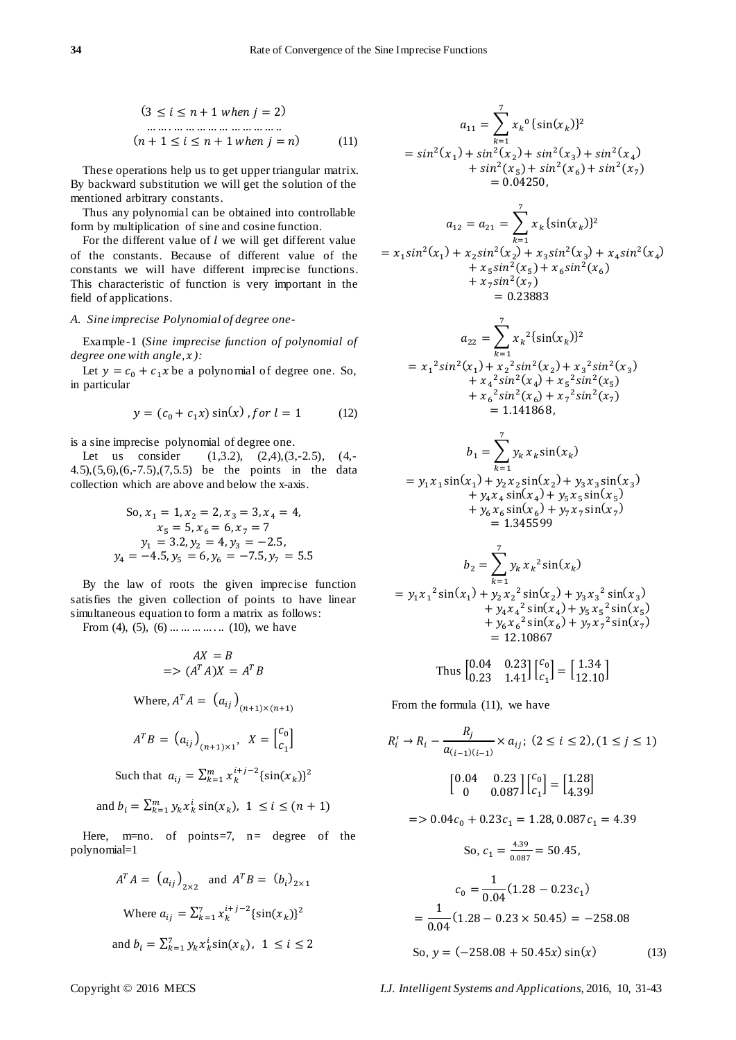$$(3 \le i \le n+1 \text{ when } j = 2)$$
$$\dots\dots\dots\dots\dots\dots\dots\dots$$
$$(n+1 \le i \le n+1 \text{ when } j = n) \qquad (11)$$

These operations help us to get upper triangular matrix. By backward substitution we will get the solution of the mentioned arbitrary constants.

Thus any polynomial can be obtained into controllable form by multiplication of sine and cosine function.

For the different value of $l$ we will get different value of the constants. Because of different value of the constants we will have different imprecise functions. This characteristic of function is very important in the field of applications.

### A. Sine imprecise Polynomial of degree one-

Example-1 (*Sine imprecise function of polynomial of degree one with angle, $x$):*

Let $y = c_0 + c_1 x$ be a polynomial of degree one. So, in particular

$$y = (c_0 + c_1 x)\sin(x)\,, for\ l = 1 \qquad (12)$$

is a sine imprecise polynomial of degree one.

Let us consider (1,3.2), (2,4),(3,-2.5), (4,-4.5),(5,6),(6,-7.5),(7,5.5) be the points in the data collection which are above and below the x-axis.

$$\text{So, } x_1 = 1, x_2 = 2, x_3 = 3, x_4 = 4,$$
$$x_5 = 5, x_6 = 6, x_7 = 7$$
$$y_1 = 3.2, y_2 = 4, y_3 = -2.5,$$
$$y_4 = -4.5, y_5 = 6, y_6 = -7.5, y_7 = 5.5$$

By the law of roots the given imprecise function satisfies the given collection of points to have linear simultaneous equation to form a matrix as follows:

From (4), (5), (6) ………….. (10), we have

$$AX = B$$
$$=> (A^T A)X = A^T B$$

$$\text{Where, } A^T A = \left(a_{ij}\right)_{(n+1)\times(n+1)}$$

$$A^T B = \left(a_{ij}\right)_{(n+1)\times 1}, \quad X = \begin{bmatrix} c_0 \\ c_1 \end{bmatrix}$$

$$\text{Such that } a_{ij} = \sum_{k=1}^{m} x_k^{i+j-2}\{\sin(x_k)\}^2$$

$$\text{and } b_i = \sum_{k=1}^{m} y_k x_k^i \sin(x_k), \ 1 \le i \le (n+1)$$

Here, m=no. of points=7, n= degree of the polynomial=1

$$A^T A = \left(a_{ij}\right)_{2\times 2} \text{ and } A^T B = \left(b_i\right)_{2\times 1}$$

$$\text{Where } a_{ij} = \sum_{k=1}^{7} x_k^{i+j-2}\{\sin(x_k)\}^2$$

$$\text{and } b_i = \sum_{k=1}^{7} y_k x_k^i \sin(x_k), \ 1 \le i \le 2$$

$$a_{11} = \sum_{k=1}^{7} x_k^{\,0}\{\sin(x_k)\}^2$$
$$= sin^2(x_1) + sin^2(x_2) + sin^2(x_3) + sin^2(x_4) + sin^2(x_5) + sin^2(x_6) + sin^2(x_7)$$
$$= 0.04250,$$

$$a_{12} = a_{21} = \sum_{k=1}^{7} x_k\{\sin(x_k)\}^2$$
$$= x_1 sin^2(x_1) + x_2 sin^2(x_2) + x_3 sin^2(x_3) + x_4 sin^2(x_4) + x_5 sin^2(x_5) + x_6 sin^2(x_6) + x_7 sin^2(x_7)$$
$$= 0.23883$$

$$a_{22} = \sum_{k=1}^{7} x_k^{\,2}\{\sin(x_k)\}^2$$
$$= x_1^{\,2} sin^2(x_1) + x_2^{\,2} sin^2(x_2) + x_3^{\,2} sin^2(x_3) + x_4^{\,2} sin^2(x_4) + x_5^{\,2} sin^2(x_5) + x_6^{\,2} sin^2(x_6) + x_7^{\,2} sin^2(x_7)$$
$$= 1.141868,$$

$$b_1 = \sum_{k=1}^{7} y_k x_k \sin(x_k)$$
$$= y_1 x_1 \sin(x_1) + y_2 x_2 \sin(x_2) + y_3 x_3 \sin(x_3) + y_4 x_4 \sin(x_4) + y_5 x_5 \sin(x_5) + y_6 x_6 \sin(x_6) + y_7 x_7 \sin(x_7)$$
$$= 1.345599$$

$$b_2 = \sum_{k=1}^{7} y_k x_k^{\,2} \sin(x_k)$$
$$= y_1 x_1^{\,2} \sin(x_1) + y_2 x_2^{\,2} \sin(x_2) + y_3 x_3^{\,2} \sin(x_3) + y_4 x_4^{\,2} \sin(x_4) + y_5 x_5^{\,2} \sin(x_5) + y_6 x_6^{\,2} \sin(x_6) + y_7 x_7^{\,2} \sin(x_7)$$
$$= 12.10867$$

$$\text{Thus } \begin{bmatrix} 0.04 & 0.23 \\ 0.23 & 1.41 \end{bmatrix}\begin{bmatrix} c_0 \\ c_1 \end{bmatrix} = \begin{bmatrix} 1.34 \\ 12.10 \end{bmatrix}$$

From the formula (11), we have

$$R_i' \to R_i - \frac{R_j}{a_{(i-1)(i-1)}} \times a_{ij};\ (2 \le i \le 2), (1 \le j \le 1)$$

$$\begin{bmatrix} 0.04 & 0.23 \\ 0 & 0.087 \end{bmatrix}\begin{bmatrix} c_0 \\ c_1 \end{bmatrix} = \begin{bmatrix} 1.28 \\ 4.39 \end{bmatrix}$$

$$=> 0.04c_0 + 0.23c_1 = 1.28, 0.087c_1 = 4.39$$

$$\text{So, } c_1 = \tfrac{4.39}{0.087} = 50.45,$$

$$c_0 = \frac{1}{0.04}(1.28 - 0.23c_1)$$
$$= \frac{1}{0.04}(1.28 - 0.23 \times 50.45) = -258.08$$

$$\text{So, } y = (-258.08 + 50.45x)\sin(x) \qquad (13)$$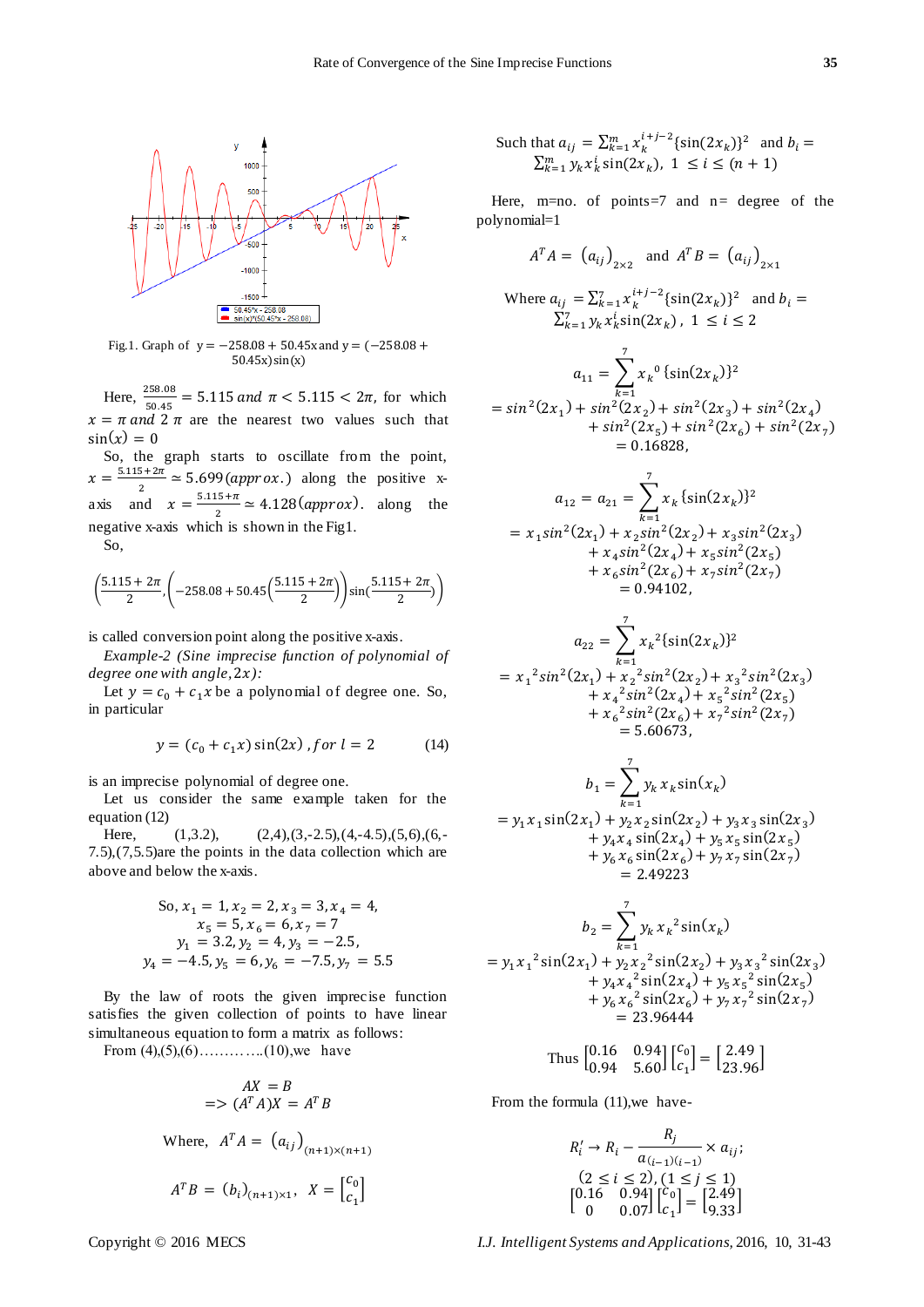Fig.1. Graph of $y = -258.08 + 50.45x$ and $y = (-258.08 + 50.45x)\sin(x)$

Here, $\frac{258.08}{50.45} = 5.115$ *and* $\pi < 5.115 < 2\pi$, for which $x = \pi$ *and* $2\pi$ are the nearest two values such that $\sin(x) = 0$

So, the graph starts to oscillate from the point, $x = \frac{5.115+2\pi}{2} \simeq 5.699(approx.)$ along the positive x-axis and $x = \frac{5.115+\pi}{2} \simeq 4.128(approx)$. along the negative x-axis which is shown in the Fig1.

So,

$$\left(\frac{5.115+2\pi}{2}, \left(-258.08+50.45\left(\frac{5.115+2\pi}{2}\right)\right)\sin\left(\frac{5.115+2\pi}{2}\right)\right)$$

is called conversion point along the positive x-axis.

*Example-2 (Sine imprecise function of polynomial of degree one with angle, $2x$):*

Let $y = c_0 + c_1 x$ be a polynomial of degree one. So, in particular

$$y = (c_0 + c_1 x)\sin(2x)\,, for\ l = 2 \tag{14}$$

is an imprecise polynomial of degree one.

Let us consider the same example taken for the equation (12)

Here, (1,3.2), (2,4),(3,-2.5),(4,-4.5),(5,6),(6,-7.5),(7,5.5)are the points in the data collection which are above and below the x-axis.

$$\text{So, } x_1 = 1, x_2 = 2, x_3 = 3, x_4 = 4,$$
$$x_5 = 5, x_6 = 6, x_7 = 7$$
$$y_1 = 3.2, y_2 = 4, y_3 = -2.5,$$
$$y_4 = -4.5, y_5 = 6, y_6 = -7.5, y_7 = 5.5$$

By the law of roots the given imprecise function satisfies the given collection of points to have linear simultaneous equation to form a matrix as follows:

From (4),(5),(6)…………..(10),we have

$$AX = B$$
$$\Rightarrow (A^T A)X = A^T B$$

$$\text{Where, } A^T A = (a_{ij})_{(n+1)\times(n+1)}$$

$$A^T B = (b_i)_{(n+1)\times 1}, \quad X = \begin{bmatrix} c_0 \\ c_1 \end{bmatrix}$$

Such that $a_{ij} = \sum_{k=1}^{m} x_k^{i+j-2}\{\sin(2x_k)\}^2$ and $b_i = \sum_{k=1}^{m} y_k x_k^i \sin(2x_k),\ 1 \le i \le (n+1)$

Here, m=no. of points=7 and n= degree of the polynomial=1

$$A^T A = (a_{ij})_{2\times 2} \quad \text{and} \quad A^T B = (a_{ij})_{2\times 1}$$

Where $a_{ij} = \sum_{k=1}^{7} x_k^{i+j-2}\{\sin(2x_k)\}^2$ and $b_i = \sum_{k=1}^{7} y_k x_k^i \sin(2x_k)$, $1 \le i \le 2$

$$a_{11} = \sum_{k=1}^{7} {x_k}^0 \{\sin(2x_k)\}^2$$
$$= sin^2(2x_1) + sin^2(2x_2) + sin^2(2x_3) + sin^2(2x_4) + sin^2(2x_5) + sin^2(2x_6) + sin^2(2x_7) = 0.16828,$$

$$a_{12} = a_{21} = \sum_{k=1}^{7} x_k \{\sin(2x_k)\}^2$$
$$= x_1 sin^2(2x_1) + x_2 sin^2(2x_2) + x_3 sin^2(2x_3) + x_4 sin^2(2x_4) + x_5 sin^2(2x_5) + x_6 sin^2(2x_6) + x_7 sin^2(2x_7) = 0.94102,$$

$$a_{22} = \sum_{k=1}^{7} {x_k}^2 \{\sin(2x_k)\}^2$$
$$= {x_1}^2 sin^2(2x_1) + {x_2}^2 sin^2(2x_2) + {x_3}^2 sin^2(2x_3) + {x_4}^2 sin^2(2x_4) + {x_5}^2 sin^2(2x_5) + {x_6}^2 sin^2(2x_6) + {x_7}^2 sin^2(2x_7) = 5.60673,$$

$$b_1 = \sum_{k=1}^{7} y_k x_k \sin(x_k)$$
$$= y_1 x_1 \sin(2x_1) + y_2 x_2 \sin(2x_2) + y_3 x_3 \sin(2x_3) + y_4 x_4 \sin(2x_4) + y_5 x_5 \sin(2x_5) + y_6 x_6 \sin(2x_6) + y_7 x_7 \sin(2x_7) = 2.49223$$

$$b_2 = \sum_{k=1}^{7} y_k {x_k}^2 \sin(x_k)$$
$$= y_1 {x_1}^2 \sin(2x_1) + y_2 {x_2}^2 \sin(2x_2) + y_3 {x_3}^2 \sin(2x_3) + y_4 {x_4}^2 \sin(2x_4) + y_5 {x_5}^2 \sin(2x_5) + y_6 {x_6}^2 \sin(2x_6) + y_7 {x_7}^2 \sin(2x_7) = 23.96444$$

$$\text{Thus } \begin{bmatrix} 0.16 & 0.94 \\ 0.94 & 5.60 \end{bmatrix} \begin{bmatrix} c_0 \\ c_1 \end{bmatrix} = \begin{bmatrix} 2.49 \\ 23.96 \end{bmatrix}$$

From the formula (11),we have-

$$R_i' \to R_i - \frac{R_j}{a_{(i-1)(i-1)}} \times a_{ij};$$
$$(2 \le i \le 2), (1 \le j \le 1)$$
$$\begin{bmatrix} 0.16 & 0.94 \\ 0 & 0.07 \end{bmatrix} \begin{bmatrix} c_0 \\ c_1 \end{bmatrix} = \begin{bmatrix} 2.49 \\ 9.33 \end{bmatrix}$$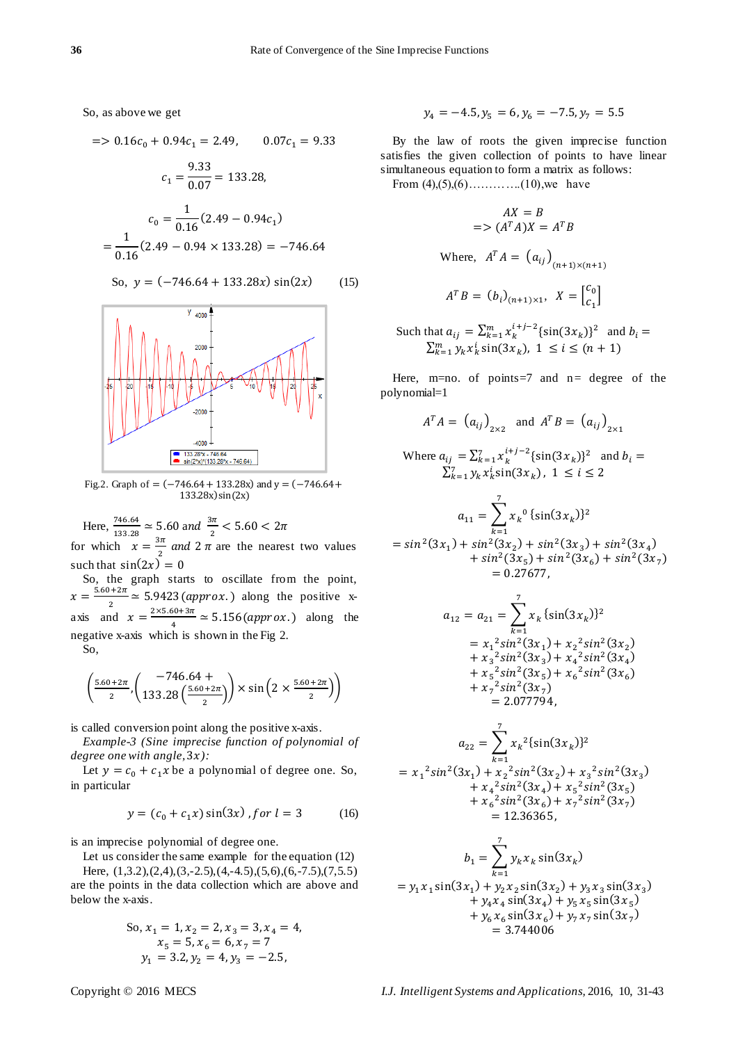So, as above we get

$$=> 0.16c_0 + 0.94c_1 = 2.49, \qquad 0.07c_1 = 9.33$$

$$c_1 = \frac{9.33}{0.07} = 133.28,$$

$$c_0 = \frac{1}{0.16}(2.49 - 0.94c_1)$$

$$= \frac{1}{0.16}(2.49 - 0.94 \times 133.28) = -746.64$$

$$\text{So, } y = (-746.64 + 133.28x)\sin(2x) \qquad (15)$$

Fig.2. Graph of $= (-746.64 + 133.28x)$ and $y = (-746.64 + 133.28x)\sin(2x)$

Here, $\frac{746.64}{133.28} \simeq 5.60$ and $\frac{3\pi}{2} < 5.60 < 2\pi$ for which $x = \frac{3\pi}{2}$ and $2\pi$ are the nearest two values such that $\sin(2x) = 0$

So, the graph starts to oscillate from the point, $x = \frac{5.60+2\pi}{2} \simeq 5.9423\,(approx.)$ along the positive x-axis and $x = \frac{2\times 5.60+3\pi}{4} \simeq 5.156\,(approx.)$ along the negative x-axis which is shown in the Fig 2.

So,

$$\left(\frac{5.60+2\pi}{2}, \left(\begin{matrix}-746.64 + \\ 133.28\left(\frac{5.60+2\pi}{2}\right)\end{matrix}\right) \times \sin\left(2 \times \frac{5.60+2\pi}{2}\right)\right)$$

is called conversion point along the positive x-axis.

*Example-3 (Sine imprecise function of polynomial of degree one with angle, $3x$):*

Let $y = c_0 + c_1 x$ be a polynomial of degree one. So, in particular

$$y = (c_0 + c_1 x)\sin(3x)\;, for\; l = 3 \qquad (16)$$

is an imprecise polynomial of degree one.

Let us consider the same example for the equation (12)

Here, (1,3.2),(2,4),(3,-2.5),(4,-4.5),(5,6),(6,-7.5),(7,5.5) are the points in the data collection which are above and below the x-axis.

$$\text{So, } x_1 = 1, x_2 = 2, x_3 = 3, x_4 = 4,$$
$$x_5 = 5, x_6 = 6, x_7 = 7$$
$$y_1 = 3.2, y_2 = 4, y_3 = -2.5,$$
$$y_4 = -4.5, y_5 = 6, y_6 = -7.5, y_7 = 5.5$$

By the law of roots the given imprecise function satisfies the given collection of points to have linear simultaneous equation to form a matrix as follows:

From (4),(5),(6)…………..(10),we have

$$AX = B$$
$$=> (A^T A)X = A^T B$$

$$\text{Where, } A^T A = \left(a_{ij}\right)_{(n+1)\times(n+1)}$$

$$A^T B = (b_i)_{(n+1)\times 1}, \quad X = \begin{bmatrix} c_0 \\ c_1 \end{bmatrix}$$

Such that $a_{ij} = \sum_{k=1}^{m} x_k^{\,i+j-2}\{\sin(3x_k)\}^2$ and $b_i = \sum_{k=1}^{m} y_k x_k^i \sin(3x_k)$, $1 \le i \le (n+1)$

Here, m=no. of points=7 and n= degree of the polynomial=1

$$A^T A = \left(a_{ij}\right)_{2\times 2} \quad \text{and} \quad A^T B = \left(a_{ij}\right)_{2\times 1}$$

Where $a_{ij} = \sum_{k=1}^{7} x_k^{\,i+j-2}\{\sin(3x_k)\}^2$ and $b_i = \sum_{k=1}^{7} y_k x_k^i \sin(3x_k)$, $1 \le i \le 2$

$$a_{11} = \sum_{k=1}^{7} {x_k}^0\{\sin(3x_k)\}^2$$
$$= sin^2(3x_1) + sin^2(3x_2) + sin^2(3x_3) + sin^2(3x_4) + sin^2(3x_5) + sin^2(3x_6) + sin^2(3x_7)$$
$$= 0.27677,$$

$$a_{12} = a_{21} = \sum_{k=1}^{7} x_k\{\sin(3x_k)\}^2$$
$$= {x_1}^2 sin^2(3x_1) + {x_2}^2 sin^2(3x_2) + {x_3}^2 sin^2(3x_3) + {x_4}^2 sin^2(3x_4) + {x_5}^2 sin^2(3x_5) + {x_6}^2 sin^2(3x_6) + {x_7}^2 sin^2(3x_7)$$
$$= 2.077794,$$

$$a_{22} = \sum_{k=1}^{7} {x_k}^2\{\sin(3x_k)\}^2$$
$$= {x_1}^2 sin^2(3x_1) + {x_2}^2 sin^2(3x_2) + {x_3}^2 sin^2(3x_3) + {x_4}^2 sin^2(3x_4) + {x_5}^2 sin^2(3x_5) + {x_6}^2 sin^2(3x_6) + {x_7}^2 sin^2(3x_7)$$
$$= 12.36365,$$

$$b_1 = \sum_{k=1}^{7} y_k x_k \sin(3x_k)$$
$$= y_1 x_1 \sin(3x_1) + y_2 x_2 \sin(3x_2) + y_3 x_3 \sin(3x_3) + y_4 x_4 \sin(3x_4) + y_5 x_5 \sin(3x_5) + y_6 x_6 \sin(3x_6) + y_7 x_7 \sin(3x_7)$$
$$= 3.744006$$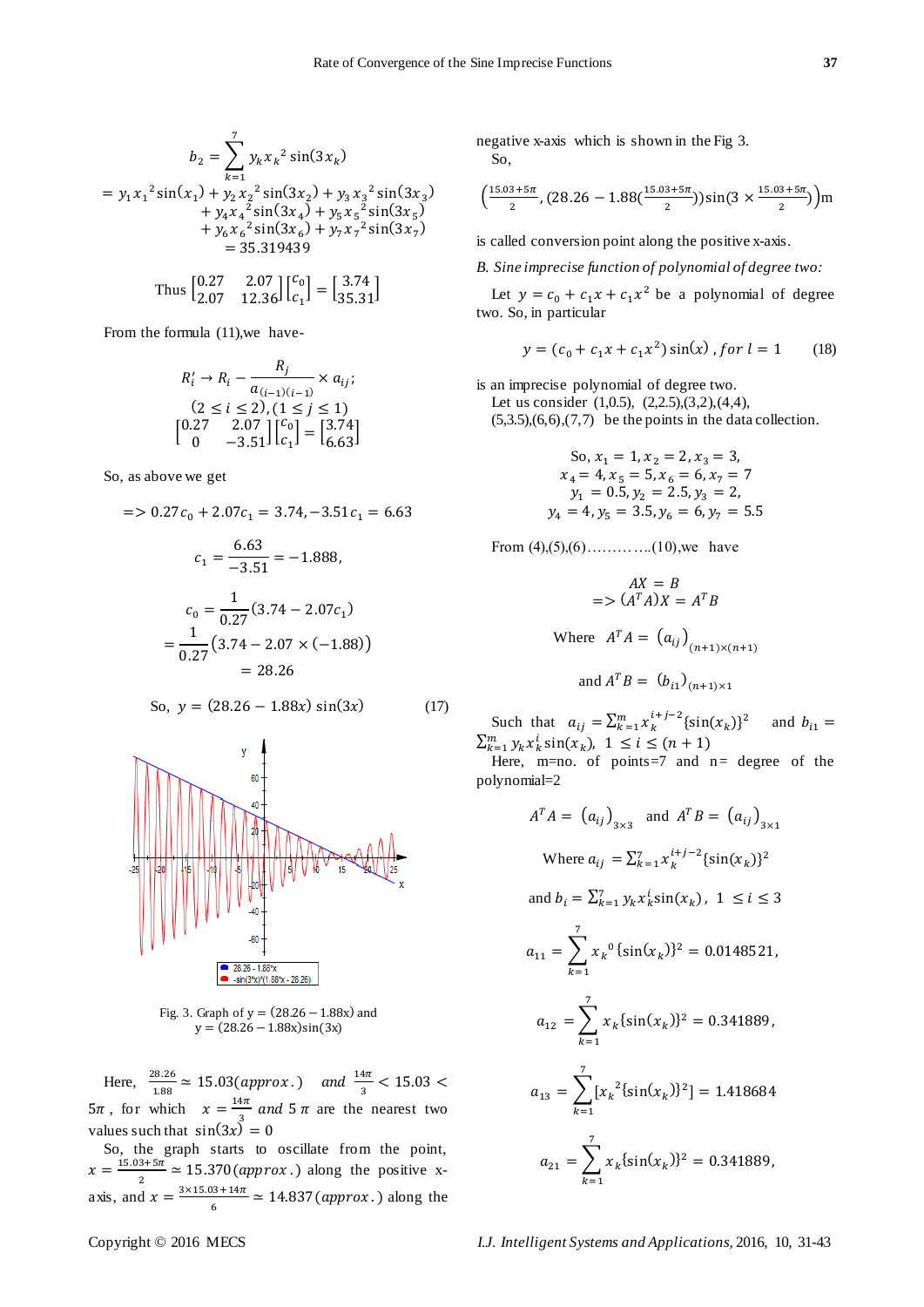$$b_2 = \sum_{k=1}^{7} y_k {x_k}^2 \sin(3x_k)$$

$$= y_1 {x_1}^2 \sin(x_1) + y_2 {x_2}^2 \sin(3x_2) + y_3 {x_3}^2 \sin(3x_3) + y_4 {x_4}^2 \sin(3x_4) + y_5 {x_5}^2 \sin(3x_5) + y_6 {x_6}^2 \sin(3x_6) + y_7 {x_7}^2 \sin(3x_7) = 35.319439$$

$$\text{Thus} \begin{bmatrix} 0.27 & 2.07 \\ 2.07 & 12.36 \end{bmatrix} \begin{bmatrix} c_0 \\ c_1 \end{bmatrix} = \begin{bmatrix} 3.74 \\ 35.31 \end{bmatrix}$$

From the formula (11),we have-

$$R_i' \to R_i - \frac{R_j}{a_{(i-1)(i-1)}} \times a_{ij};$$

$$(2 \le i \le 2), (1 \le j \le 1)$$

$$\begin{bmatrix} 0.27 & 2.07 \\ 0 & -3.51 \end{bmatrix} \begin{bmatrix} c_0 \\ c_1 \end{bmatrix} = \begin{bmatrix} 3.74 \\ 6.63 \end{bmatrix}$$

So, as above we get

$$\Rightarrow 0.27c_0 + 2.07c_1 = 3.74, -3.51c_1 = 6.63$$

$$c_1 = \frac{6.63}{-3.51} = -1.888,$$

$$c_0 = \frac{1}{0.27}(3.74 - 2.07c_1)$$

$$= \frac{1}{0.27}\left(3.74 - 2.07 \times (-1.88)\right) = 28.26$$

$$\text{So, } y = (28.26 - 1.88x)\sin(3x) \tag{17}$$

Fig. 3. Graph of y = (28.26 − 1.88x) and y = (28.26 − 1.88x)sin(3x)

Here, $\frac{28.26}{1.88} \simeq 15.03(approx.)$ and $\frac{14\pi}{3} < 15.03 < 5\pi$, for which $x = \frac{14\pi}{3}$ and $5\pi$ are the nearest two values such that $\sin(3x) = 0$

So, the graph starts to oscillate from the point, $x = \frac{15.03+5\pi}{2} \simeq 15.370(approx.)$ along the positive x-axis, and $x = \frac{3\times 15.03+14\pi}{6} \simeq 14.837(approx.)$ along the negative x-axis which is shown in the Fig 3.

So,

$$\left(\frac{15.03+5\pi}{2}, (28.26 - 1.88(\tfrac{15.03+5\pi}{2}))\sin(3 \times \tfrac{15.03+5\pi}{2})\right)m$$

is called conversion point along the positive x-axis.

*B. Sine imprecise function of polynomial of degree two:*

Let $y = c_0 + c_1 x + c_1 x^2$ be a polynomial of degree two. So, in particular

$$y = (c_0 + c_1 x + c_1 x^2)\sin(x), for\ l = 1 \tag{18}$$

is an imprecise polynomial of degree two.

Let us consider (1,0.5), (2,2.5),(3,2),(4,4), (5,3.5),(6,6),(7,7) be the points in the data collection.

$$\text{So, } x_1 = 1, x_2 = 2, x_3 = 3,$$
$$x_4 = 4, x_5 = 5, x_6 = 6, x_7 = 7$$
$$y_1 = 0.5, y_2 = 2.5, y_3 = 2,$$
$$y_4 = 4, y_5 = 3.5, y_6 = 6, y_7 = 5.5$$

From (4),(5),(6)…………..(10),we have

$$AX = B$$
$$\Rightarrow (A^T A)X = A^T B$$

$$\text{Where } A^T A = \left(a_{ij}\right)_{(n+1)\times(n+1)}$$

$$\text{and } A^T B = \left(b_{i1}\right)_{(n+1)\times 1}$$

Such that $a_{ij} = \sum_{k=1}^{m} x_k^{i+j-2}\{\sin(x_k)\}^2$ and $b_{i1} = \sum_{k=1}^{m} y_k x_k^i \sin(x_k)$, $1 \le i \le (n+1)$

Here, m=no. of points=7 and n= degree of the polynomial=2

$$A^T A = \left(a_{ij}\right)_{3\times 3} \text{ and } A^T B = \left(a_{ij}\right)_{3\times 1}$$

$$\text{Where } a_{ij} = \sum_{k=1}^{7} x_k^{i+j-2}\{\sin(x_k)\}^2$$

$$\text{and } b_i = \sum_{k=1}^{7} y_k x_k^i \sin(x_k),\ 1 \le i \le 3$$

$$a_{11} = \sum_{k=1}^{7} {x_k}^0 \{\sin(x_k)\}^2 = 0.0148521,$$

$$a_{12} = \sum_{k=1}^{7} x_k \{\sin(x_k)\}^2 = 0.341889,$$

$$a_{13} = \sum_{k=1}^{7} [{x_k}^2 \{\sin(x_k)\}^2] = 1.418684$$

$$a_{21} = \sum_{k=1}^{7} x_k \{\sin(x_k)\}^2 = 0.341889,$$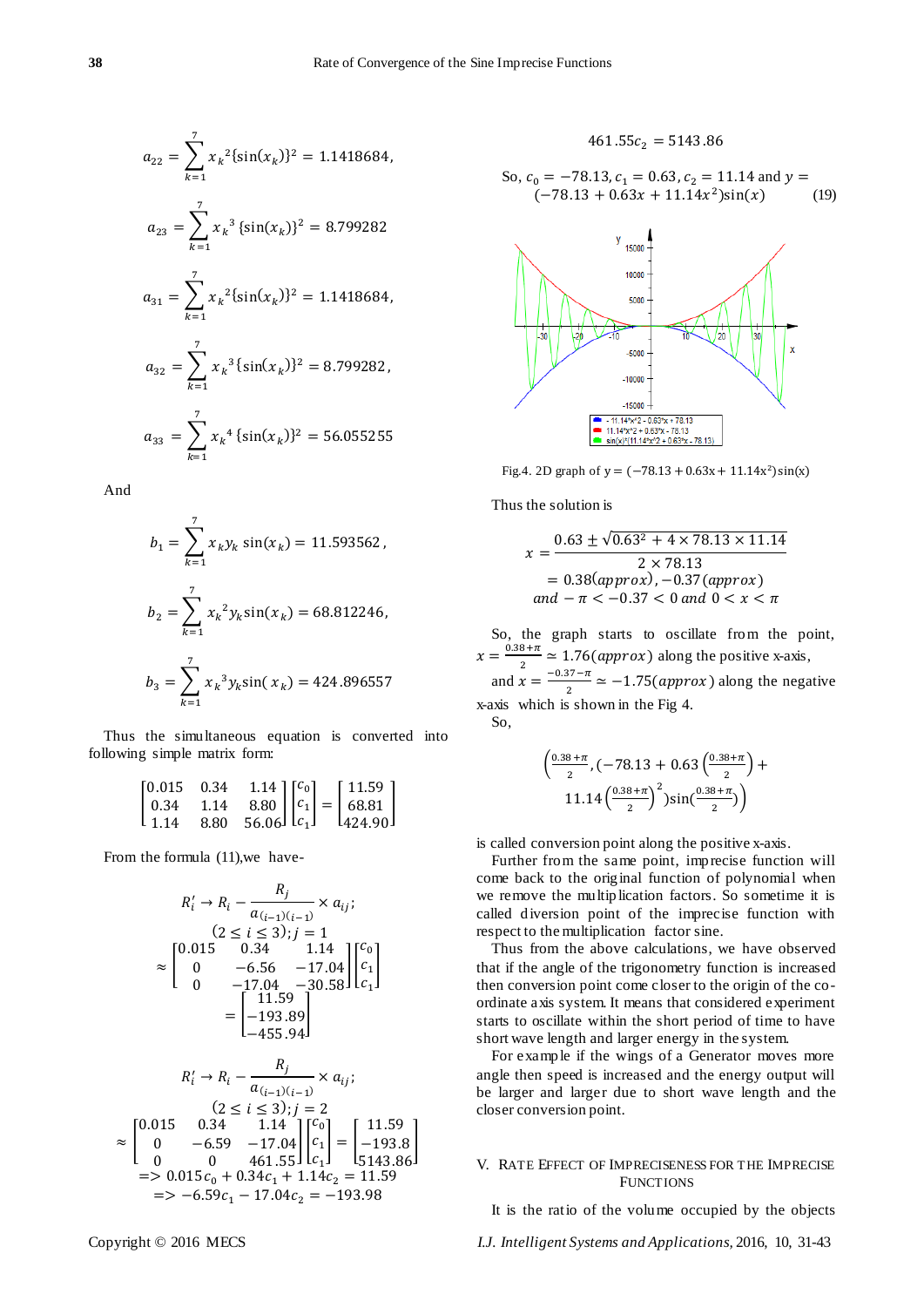$$a_{22} = \sum_{k=1}^{7} {x_k}^2\{\sin(x_k)\}^2 = 1.1418684,$$

$$a_{23} = \sum_{k=1}^{7} {x_k}^3\{\sin(x_k)\}^2 = 8.799282$$

$$a_{31} = \sum_{k=1}^{7} {x_k}^2\{\sin(x_k)\}^2 = 1.1418684,$$

$$a_{32} = \sum_{k=1}^{7} {x_k}^3\{\sin(x_k)\}^2 = 8.799282,$$

$$a_{33} = \sum_{k=1}^{7} {x_k}^4\{\sin(x_k)\}^2 = 56.055255$$

And

$$b_1 = \sum_{k=1}^{7} x_k y_k \sin(x_k) = 11.593562,$$

$$b_2 = \sum_{k=1}^{7} {x_k}^2 y_k \sin(x_k) = 68.812246,$$

$$b_3 = \sum_{k=1}^{7} {x_k}^3 y_k \sin(x_k) = 424.896557$$

Thus the simultaneous equation is converted into following simple matrix form:

$$\begin{bmatrix} 0.015 & 0.34 & 1.14 \\ 0.34 & 1.14 & 8.80 \\ 1.14 & 8.80 & 56.06 \end{bmatrix} \begin{bmatrix} c_0 \\ c_1 \\ c_1 \end{bmatrix} = \begin{bmatrix} 11.59 \\ 68.81 \\ 424.90 \end{bmatrix}$$

From the formula (11),we have-

$$R_i' \to R_i - \frac{R_j}{a_{(i-1)(i-1)}} \times a_{ij};$$
$$(2 \le i \le 3); j = 1$$
$$\approx \begin{bmatrix} 0.015 & 0.34 & 1.14 \\ 0 & -6.56 & -17.04 \\ 0 & -17.04 & -30.58 \end{bmatrix} \begin{bmatrix} c_0 \\ c_1 \\ c_1 \end{bmatrix} = \begin{bmatrix} 11.59 \\ -193.89 \\ -455.94 \end{bmatrix}$$

$$R_i' \to R_i - \frac{R_j}{a_{(i-1)(i-1)}} \times a_{ij};$$
$$(2 \le i \le 3); j = 2$$
$$\approx \begin{bmatrix} 0.015 & 0.34 & 1.14 \\ 0 & -6.59 & -17.04 \\ 0 & 0 & 461.55 \end{bmatrix} \begin{bmatrix} c_0 \\ c_1 \\ c_1 \end{bmatrix} = \begin{bmatrix} 11.59 \\ -193.8 \\ 5143.86 \end{bmatrix}$$
$$\Rightarrow 0.015c_0 + 0.34c_1 + 1.14c_2 = 11.59$$
$$\Rightarrow -6.59c_1 - 17.04c_2 = -193.98$$

$$461.55c_2 = 5143.86$$

So, $c_0 = -78.13, c_1 = 0.63, c_2 = 11.14$ and $y = (-78.13 + 0.63x + 11.14x^2)\sin(x)$ (19)

Fig.4. 2D graph of $y = (-78.13 + 0.63x + 11.14x^2)\sin(x)$

Thus the solution is

$$x = \frac{0.63 \pm \sqrt{0.63^2 + 4 \times 78.13 \times 11.14}}{2 \times 78.13}$$
$$= 0.38(approx), -0.37\,(approx)$$
$$and\ -\pi < -0.37 < 0\ and\ 0 < x < \pi$$

So, the graph starts to oscillate from the point, $x = \frac{0.38+\pi}{2} \simeq 1.76(approx)$ along the positive x-axis, and $x = \frac{-0.37-\pi}{2} \simeq -1.75(approx)$ along the negative x-axis which is shown in the Fig 4.

So,

$$\left(\frac{0.38+\pi}{2}, (-78.13 + 0.63\left(\frac{0.38+\pi}{2}\right) + 11.14\left(\frac{0.38+\pi}{2}\right)^2)\sin(\frac{0.38+\pi}{2})\right)$$

is called conversion point along the positive x-axis.

Further from the same point, imprecise function will come back to the original function of polynomial when we remove the multiplication factors. So sometime it is called diversion point of the imprecise function with respect to the multiplication factor sine.

Thus from the above calculations, we have observed that if the angle of the trigonometry function is increased then conversion point come closer to the origin of the co-ordinate axis system. It means that considered experiment starts to oscillate within the short period of time to have short wave length and larger energy in the system.

For example if the wings of a Generator moves more angle then speed is increased and the energy output will be larger and larger due to short wave length and the closer conversion point.

## V. Rate Effect of Impreciseness for the Imprecise Functions

It is the ratio of the volume occupied by the objects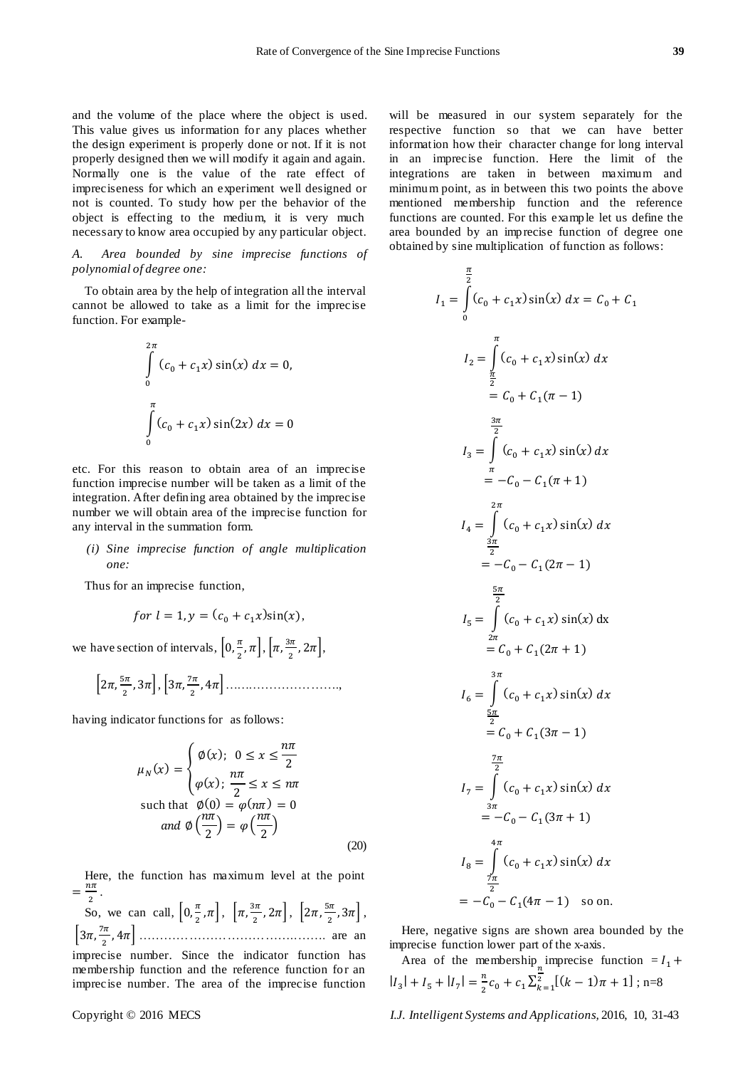and the volume of the place where the object is used. This value gives us information for any places whether the design experiment is properly done or not. If it is not properly designed then we will modify it again and again. Normally one is the value of the rate effect of impreciseness for which an experiment well designed or not is counted. To study how per the behavior of the object is effecting to the medium, it is very much necessary to know area occupied by any particular object.

*A. Area bounded by sine imprecise functions of polynomial of degree one:*

To obtain area by the help of integration all the interval cannot be allowed to take as a limit for the imprecise function. For example-

$$\int_{0}^{2\pi} (c_0 + c_1 x)\sin(x)\,dx = 0,$$

$$\int_{0}^{\pi} (c_0 + c_1 x)\sin(2x)\,dx = 0$$

etc. For this reason to obtain area of an imprecise function imprecise number will be taken as a limit of the integration. After defining area obtained by the imprecise number we will obtain area of the imprecise function for any interval in the summation form.

*(i) Sine imprecise function of angle multiplication one:*

Thus for an imprecise function,

$$for\ l = 1, y = (c_0 + c_1 x)\sin(x),$$

we have section of intervals, $\left[0, \frac{\pi}{2}, \pi\right], \left[\pi, \frac{3\pi}{2}, 2\pi\right],$

$\left[2\pi, \frac{5\pi}{2}, 3\pi\right], \left[3\pi, \frac{7\pi}{2}, 4\pi\right]$ ……………………….,

having indicator functions for as follows:

$$\mu_N(x) = \begin{cases} \emptyset(x); & 0 \le x \le \dfrac{n\pi}{2} \\ \varphi(x); & \dfrac{n\pi}{2} \le x \le n\pi \end{cases}$$
$$\text{such that } \emptyset(0) = \varphi(n\pi) = 0$$
$$and\ \emptyset\left(\frac{n\pi}{2}\right) = \varphi\left(\frac{n\pi}{2}\right) \tag{20}$$

Here, the function has maximum level at the point $= \frac{n\pi}{2}$.

So, we can call, $\left[0, \frac{\pi}{2}, \pi\right]$, $\left[\pi, \frac{3\pi}{2}, 2\pi\right]$, $\left[2\pi, \frac{5\pi}{2}, 3\pi\right]$, $\left[3\pi, \frac{7\pi}{2}, 4\pi\right]$ ……………………………………. are an imprecise number. Since the indicator function has membership function and the reference function for an imprecise number. The area of the imprecise function will be measured in our system separately for the respective function so that we can have better information how their character change for long interval in an imprecise function. Here the limit of the integrations are taken in between maximum and minimum point, as in between this two points the above mentioned membership function and the reference functions are counted. For this example let us define the area bounded by an imprecise function of degree one obtained by sine multiplication of function as follows:

$$I_1 = \int_{0}^{\frac{\pi}{2}} (c_0 + c_1 x)\sin(x)\,dx = C_0 + C_1$$

$$I_2 = \int_{\frac{\pi}{2}}^{\pi} (c_0 + c_1 x)\sin(x)\,dx = C_0 + C_1(\pi - 1)$$

$$I_3 = \int_{\pi}^{\frac{3\pi}{2}} (c_0 + c_1 x)\sin(x)\,dx = -C_0 - C_1(\pi + 1)$$

$$I_4 = \int_{\frac{3\pi}{2}}^{2\pi} (c_0 + c_1 x)\sin(x)\,dx = -C_0 - C_1(2\pi - 1)$$

$$I_5 = \int_{2\pi}^{\frac{5\pi}{2}} (c_0 + c_1 x)\sin(x)\,\mathrm{dx} = C_0 + C_1(2\pi + 1)$$

$$I_6 = \int_{\frac{5\pi}{2}}^{3\pi} (c_0 + c_1 x)\sin(x)\,dx = C_0 + C_1(3\pi - 1)$$

$$I_7 = \int_{3\pi}^{\frac{7\pi}{2}} (c_0 + c_1 x)\sin(x)\,dx = -C_0 - C_1(3\pi + 1)$$

$$I_8 = \int_{\frac{7\pi}{2}}^{4\pi} (c_0 + c_1 x)\sin(x)\,dx = -C_0 - C_1(4\pi - 1) \quad \text{so on.}$$

Here, negative signs are shown area bounded by the imprecise function lower part of the x-axis.

Area of the membership imprecise function $= I_1 + |I_3| + I_5 + |I_7| = \frac{n}{2}c_0 + c_1 \sum_{k=1}^{\frac{n}{2}} [(k-1)\pi + 1]$ ; n=8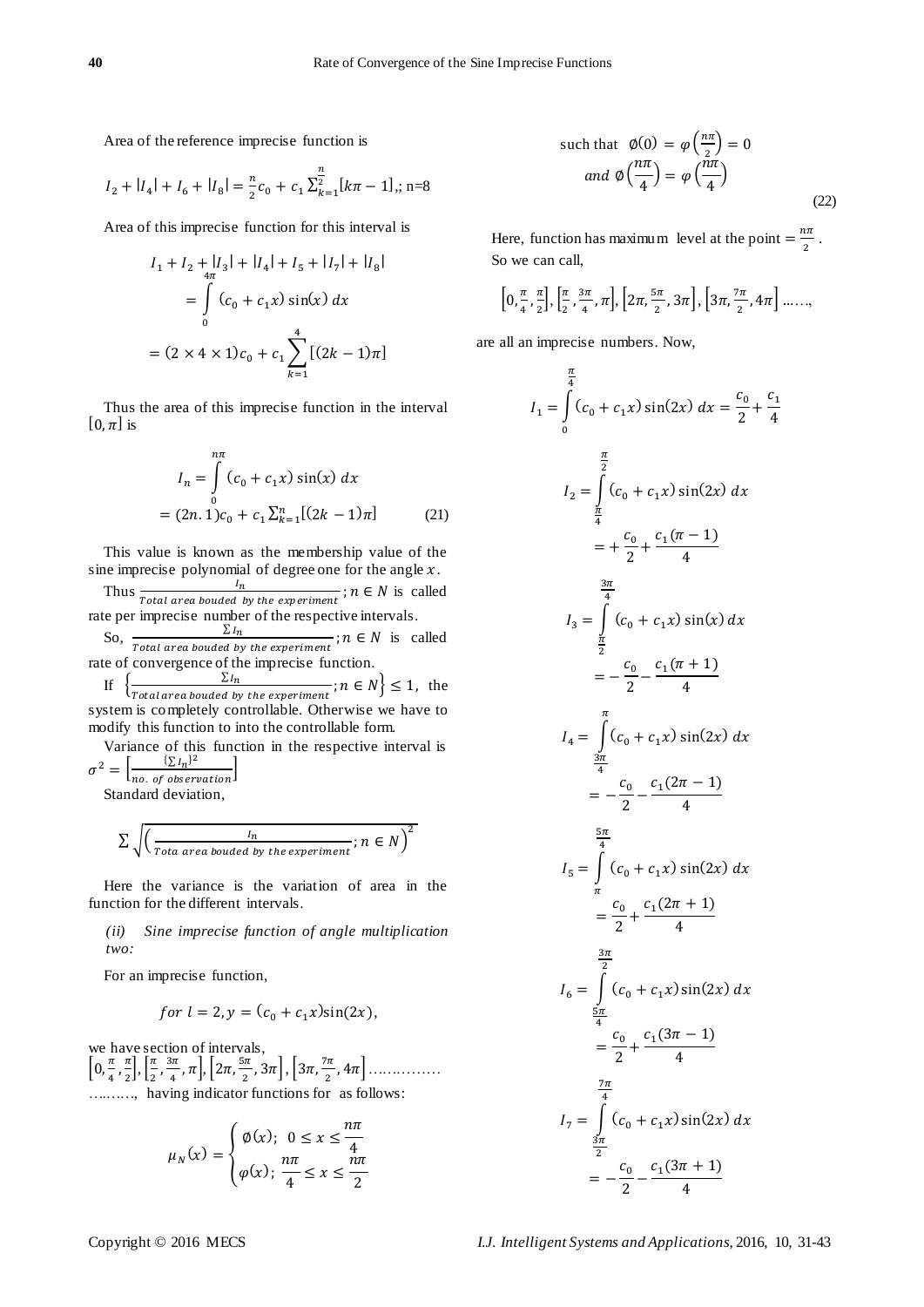Area of the reference imprecise function is

$$I_2 + |I_4| + I_6 + |I_8| = \frac{n}{2}c_0 + c_1 \sum_{k=1}^{\frac{n}{2}}[k\pi - 1],; \text{n=8}$$

Area of this imprecise function for this interval is

$$I_1 + I_2 + |I_3| + |I_4| + I_5 + |I_7| + |I_8|$$
$$= \int_0^{4\pi} (c_0 + c_1 x) \sin(x)\, dx$$
$$= (2 \times 4 \times 1)c_0 + c_1 \sum_{k=1}^{4}[(2k-1)\pi]$$

Thus the area of this imprecise function in the interval $[0, \pi]$ is

$$I_n = \int_0^{n\pi} (c_0 + c_1 x) \sin(x)\, dx$$
$$= (2n.1)c_0 + c_1 \sum_{k=1}^{n}[(2k-1)\pi] \tag{21}$$

This value is known as the membership value of the sine imprecise polynomial of degree one for the angle $x$.

Thus $\frac{I_n}{Total\ area\ bouded\ by\ the\ experiment}; n \in N$ is called rate per imprecise number of the respective intervals.

So, $\frac{\sum I_n}{Total\ area\ bouded\ by\ the\ experiment}; n \in N$ is called rate of convergence of the imprecise function.

If $\left\{\frac{\sum I_n}{Total area\ bouded\ by\ the\ experiment}; n \in N\right\} \leq 1$, the system is completely controllable. Otherwise we have to modify this function to into the controllable form.

Variance of this function in the respective interval is $\sigma^2 = \left[\frac{\{\sum I_n\}^2}{no.\ of\ observation}\right]$

Standard deviation,

$$\sum \sqrt{\left(\frac{I_n}{Tota\ area\ bouded\ by\ the\ experiment}; n \in N\right)^2}$$

Here the variance is the variation of area in the function for the different intervals.

*(ii) Sine imprecise function of angle multiplication two:*

For an imprecise function,

$$for\ l = 2, y = (c_0 + c_1 x)\sin(2x),$$

we have section of intervals, $\left[0, \frac{\pi}{4}, \frac{\pi}{2}\right], \left[\frac{\pi}{2}, \frac{3\pi}{4}, \pi\right], \left[2\pi, \frac{5\pi}{2}, 3\pi\right], \left[3\pi, \frac{7\pi}{2}, 4\pi\right]$ ……………………., having indicator functions for as follows:

$$\mu_N(x) = \begin{cases} \emptyset(x); & 0 \leq x \leq \frac{n\pi}{4} \\ \varphi(x); & \frac{n\pi}{4} \leq x \leq \frac{n\pi}{2} \end{cases}$$

such that $\emptyset(0) = \varphi\left(\frac{n\pi}{2}\right) = 0$

$$and\ \emptyset\left(\frac{n\pi}{4}\right) = \varphi\left(\frac{n\pi}{4}\right) \tag{22}$$

Here, function has maximum level at the point $= \frac{n\pi}{2}$. So we can call,

$$\left[0, \frac{\pi}{4}, \frac{\pi}{2}\right], \left[\frac{\pi}{2}, \frac{3\pi}{4}, \pi\right], \left[2\pi, \frac{5\pi}{2}, 3\pi\right], \left[3\pi, \frac{7\pi}{2}, 4\pi\right] \ldots\ldots,$$

are all an imprecise numbers. Now,

$$I_1 = \int_0^{\frac{\pi}{4}} (c_0 + c_1 x) \sin(2x)\, dx = \frac{c_0}{2} + \frac{c_1}{4}$$

$$I_2 = \int_{\frac{\pi}{4}}^{\frac{\pi}{2}} (c_0 + c_1 x) \sin(2x)\, dx$$
$$= +\frac{c_0}{2} + \frac{c_1(\pi - 1)}{4}$$

$$I_3 = \int_{\frac{\pi}{2}}^{\frac{3\pi}{4}} (c_0 + c_1 x) \sin(x)\, dx$$
$$= -\frac{c_0}{2} - \frac{c_1(\pi + 1)}{4}$$

$$I_4 = \int_{\frac{3\pi}{4}}^{\pi} (c_0 + c_1 x) \sin(2x)\, dx$$
$$= -\frac{c_0}{2} - \frac{c_1(2\pi - 1)}{4}$$

$$I_5 = \int_{\pi}^{\frac{5\pi}{4}} (c_0 + c_1 x) \sin(2x)\, dx$$
$$= \frac{c_0}{2} + \frac{c_1(2\pi + 1)}{4}$$

$$I_6 = \int_{\frac{5\pi}{4}}^{\frac{3\pi}{2}} (c_0 + c_1 x) \sin(2x)\, dx$$
$$= \frac{c_0}{2} + \frac{c_1(3\pi - 1)}{4}$$

$$I_7 = \int_{\frac{3\pi}{2}}^{\frac{7\pi}{4}} (c_0 + c_1 x) \sin(2x)\, dx$$
$$= -\frac{c_0}{2} - \frac{c_1(3\pi + 1)}{4}$$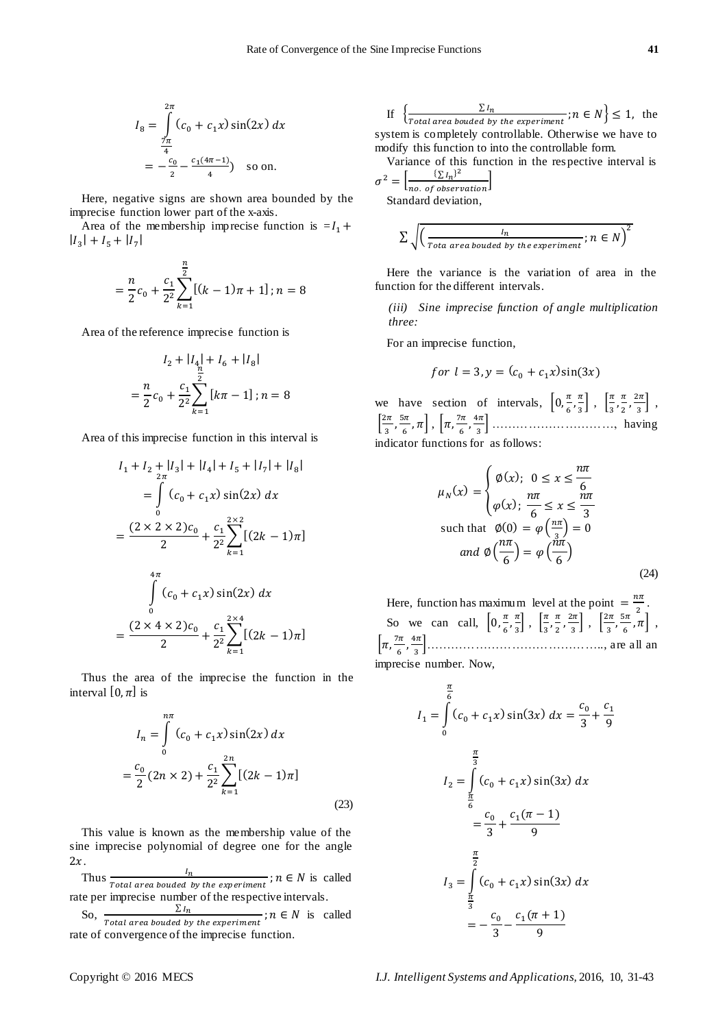$$I_8 = \int_{\frac{7\pi}{4}}^{2\pi} (c_0 + c_1 x)\sin(2x)\, dx$$
$$= -\frac{c_0}{2} - \frac{c_1(4\pi - 1)}{4}) \quad \text{so on.}$$

Here, negative signs are shown area bounded by the imprecise function lower part of the x-axis.

Area of the membership imprecise function is $= I_1 + |I_3| + I_5 + |I_7|$

$$= \frac{n}{2}c_0 + \frac{c_1}{2^2}\sum_{k=1}^{\frac{n}{2}}[(k-1)\pi + 1]\,; n = 8$$

Area of the reference imprecise function is

$$I_2 + |I_4| + I_6 + |I_8|$$
$$= \frac{n}{2}c_0 + \frac{c_1}{2^2}\sum_{k=1}^{\frac{n}{2}}[k\pi - 1]\,; n = 8$$

Area of this imprecise function in this interval is

$$I_1 + I_2 + |I_3| + |I_4| + I_5 + |I_7| + |I_8|$$
$$= \int_0^{2\pi} (c_0 + c_1 x)\sin(2x)\, dx$$
$$= \frac{(2\times 2\times 2)c_0}{2} + \frac{c_1}{2^2}\sum_{k=1}^{2\times 2}[(2k-1)\pi]$$

$$\int_0^{4\pi} (c_0 + c_1 x)\sin(2x)\, dx$$
$$= \frac{(2\times 4\times 2)c_0}{2} + \frac{c_1}{2^2}\sum_{k=1}^{2\times 4}[(2k-1)\pi]$$

Thus the area of the imprecise the function in the interval $[0, \pi]$ is

$$I_n = \int_0^{n\pi} (c_0 + c_1 x)\sin(2x)\, dx$$
$$= \frac{c_0}{2}(2n\times 2) + \frac{c_1}{2^2}\sum_{k=1}^{2n}[(2k-1)\pi] \tag{23}$$

This value is known as the membership value of the sine imprecise polynomial of degree one for the angle $2x$.

Thus $\frac{I_n}{Total\ area\ bouded\ by\ the\ experiment}\,; n \in N$ is called rate per imprecise number of the respective intervals.

So, $\frac{\sum I_n}{Total\ area\ bouded\ by\ the\ experiment}\,; n \in N$ is called rate of convergence of the imprecise function.

If $\left\{\frac{\sum I_n}{Total\ area\ bouded\ by\ the\ experiment}\,; n \in N\right\} \leq 1$, the system is completely controllable. Otherwise we have to modify this function to into the controllable form.

Variance of this function in the respective interval is $\sigma^2 = \left[\frac{(\sum I_n)^2}{no.\ of\ observation}\right]$

Standard deviation,

$$\sum \sqrt{\left(\frac{I_n}{Tota\ area\ bouded\ by\ the\ experiment}\,; n \in N\right)^2}$$

Here the variance is the variation of area in the function for the different intervals.

*(iii) Sine imprecise function of angle multiplication three:*

For an imprecise function,

$$for\ \ l = 3, y = (c_0 + c_1 x)\sin(3x)$$

we have section of intervals, $\left[0, \frac{\pi}{6}, \frac{\pi}{3}\right]$, $\left[\frac{\pi}{3}, \frac{\pi}{2}, \frac{2\pi}{3}\right]$, $\left[\frac{2\pi}{3}, \frac{5\pi}{6}, \pi\right]$, $\left[\pi, \frac{7\pi}{6}, \frac{4\pi}{3}\right]$ …………………………., having indicator functions for as follows:

$$\mu_N(x) = \begin{cases} \emptyset(x);\ 0 \leq x \leq \frac{n\pi}{6} \\ \varphi(x);\ \frac{n\pi}{6} \leq x \leq \frac{n\pi}{3} \end{cases}$$
$$\text{such that } \ \emptyset(0) = \varphi\left(\frac{n\pi}{3}\right) = 0$$
$$and\ \emptyset\left(\frac{n\pi}{6}\right) = \varphi\left(\frac{n\pi}{6}\right) \tag{24}$$

Here, function has maximum level at the point $= \frac{n\pi}{2}$.

So we can call, $\left[0, \frac{\pi}{6}, \frac{\pi}{3}\right]$, $\left[\frac{\pi}{3}, \frac{\pi}{2}, \frac{2\pi}{3}\right]$, $\left[\frac{2\pi}{3}, \frac{5\pi}{6}, \pi\right]$, $\left[\pi, \frac{7\pi}{6}, \frac{4\pi}{3}\right]$……………………………………., are all an imprecise number. Now,

$$I_1 = \int_0^{\frac{\pi}{6}} (c_0 + c_1 x)\sin(3x)\, dx = \frac{c_0}{3} + \frac{c_1}{9}$$

$$I_2 = \int_{\frac{\pi}{6}}^{\frac{\pi}{3}} (c_0 + c_1 x)\sin(3x)\, dx$$
$$= \frac{c_0}{3} + \frac{c_1(\pi - 1)}{9}$$

$$I_3 = \int_{\frac{\pi}{3}}^{\frac{\pi}{2}} (c_0 + c_1 x)\sin(3x)\, dx$$
$$= -\frac{c_0}{3} - \frac{c_1(\pi + 1)}{9}$$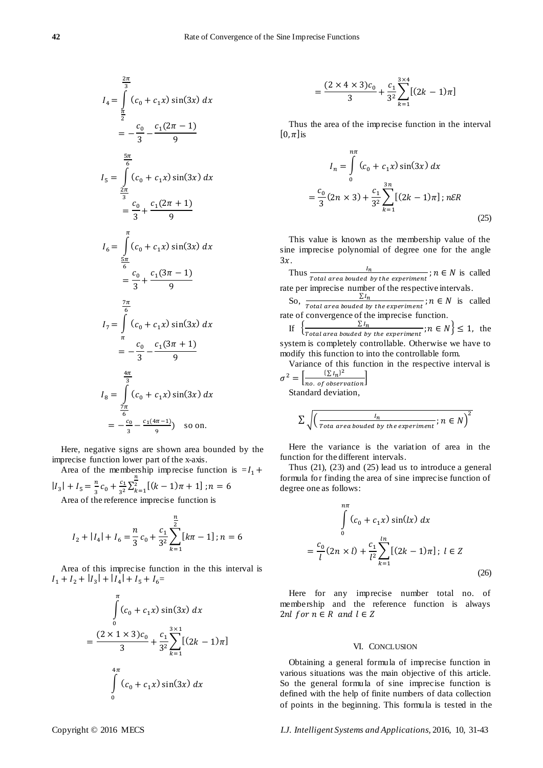$$I_4 = \int_{\frac{\pi}{2}}^{\frac{2\pi}{3}} (c_0 + c_1 x)\sin(3x)\, dx$$
$$= -\frac{c_0}{3} - \frac{c_1(2\pi - 1)}{9}$$

$$I_5 = \int_{\frac{2\pi}{3}}^{\frac{5\pi}{6}} (c_0 + c_1 x)\sin(3x)\, dx$$
$$= \frac{c_0}{3} + \frac{c_1(2\pi + 1)}{9}$$

$$I_6 = \int_{\frac{5\pi}{6}}^{\pi} (c_0 + c_1 x)\sin(3x)\, dx$$
$$= \frac{c_0}{3} + \frac{c_1(3\pi - 1)}{9}$$

$$I_7 = \int_{\pi}^{\frac{7\pi}{6}} (c_0 + c_1 x)\sin(3x)\, dx$$
$$= -\frac{c_0}{3} - \frac{c_1(3\pi + 1)}{9}$$

$$I_8 = \int_{\frac{7\pi}{6}}^{\frac{4\pi}{3}} (c_0 + c_1 x)\sin(3x)\, dx$$
$$= -\frac{c_0}{3} - \frac{c_1(4\pi - 1)}{9}) \quad \text{so on.}$$

Here, negative signs are shown area bounded by the imprecise function lower part of the x-axis.

Area of the membership imprecise function is $= I_1 + |I_3| + I_5 = \frac{n}{3}c_0 + \frac{c_1}{3^2}\sum_{k=1}^{\frac{n}{2}}[(k-1)\pi + 1]\ ; n = 6$

Area of the reference imprecise function is

$$I_2 + |I_4| + I_6 = \frac{n}{3}c_0 + \frac{c_1}{3^2}\sum_{k=1}^{\frac{n}{2}}[k\pi - 1]\, ; n = 6$$

Area of this imprecise function in the this interval is $I_1 + I_2 + |I_3| + |I_4| + I_5 + I_6 =$

$$\int_0^{\pi} (c_0 + c_1 x)\sin(3x)\, dx$$
$$= \frac{(2 \times 1 \times 3)c_0}{3} + \frac{c_1}{3^2}\sum_{k=1}^{3\times 1}[(2k-1)\pi]$$

$$\int_0^{4\pi} (c_0 + c_1 x)\sin(3x)\, dx$$
$$= \frac{(2 \times 4 \times 3)c_0}{3} + \frac{c_1}{3^2}\sum_{k=1}^{3\times 4}[(2k-1)\pi]$$

Thus the area of the imprecise function in the interval $[0, \pi]$ is

$$I_n = \int_0^{n\pi} (c_0 + c_1 x)\sin(3x)\, dx$$
$$= \frac{c_0}{3}(2n \times 3) + \frac{c_1}{3^2}\sum_{k=1}^{3n}[(2k-1)\pi]\, ; n \mathcal{E} R \tag{25}$$

This value is known as the membership value of the sine imprecise polynomial of degree one for the angle $3x$.

Thus $\frac{I_n}{Total\ area\ bouded\ by\ the\ experiment}; n \in N$ is called rate per imprecise number of the respective intervals.

So, $\frac{\sum I_n}{Total\ area\ bouded\ by\ the\ experiment}; n \in N$ is called rate of convergence of the imprecise function.

If $\left\{\frac{\sum I_n}{Total\ area\ bouded\ by\ the\ experiment}; n \in N\right\} \leq 1$, the system is completely controllable. Otherwise we have to modify this function to into the controllable form.

Variance of this function in the respective interval is $\sigma^2 = \left[\frac{(\sum I_n)^2}{no.\ of\ observation}\right]$

Standard deviation,

$$\sum \sqrt{\left(\frac{I_n}{Tota\ area\ bouded\ by\ the\ experiment}; n \in N\right)^2}$$

Here the variance is the variation of area in the function for the different intervals.

Thus (21), (23) and (25) lead us to introduce a general formula for finding the area of sine imprecise function of degree one as follows:

$$\int_0^{n\pi} (c_0 + c_1 x)\sin(lx)\, dx$$
$$= \frac{c_0}{l}(2n \times l) + \frac{c_1}{l^2}\sum_{k=1}^{ln}[(2k-1)\pi]\, ;\ l \in Z \tag{26}$$

Here for any imprecise number total no. of membership and the reference function is always $2nl\ for\ n \in R\ \ and\ l \in Z$

## VI. Conclusion

Obtaining a general formula of imprecise function in various situations was the main objective of this article. So the general formula of sine imprecise function is defined with the help of finite numbers of data collection of points in the beginning. This formula is tested in the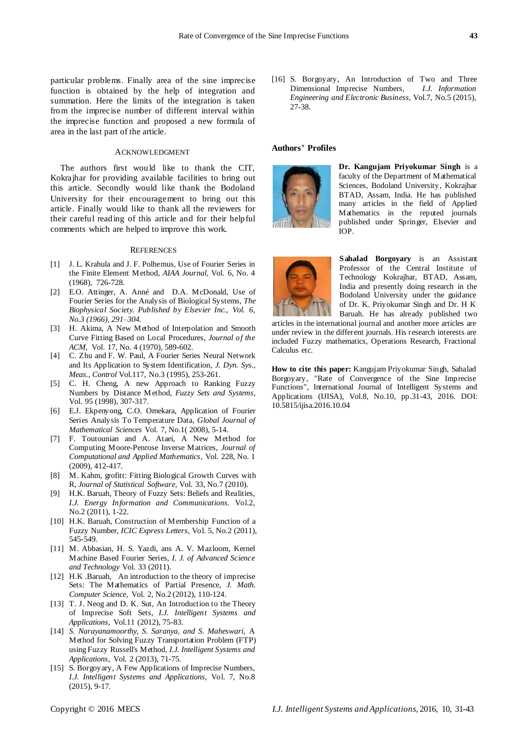particular problems. Finally area of the sine imprecise function is obtained by the help of integration and summation. Here the limits of the integration is taken from the imprecise number of different interval within the imprecise function and proposed a new formula of area in the last part of the article.

## ACKNOWLEDGMENT

The authors first would like to thank the CIT, Kokrajhar for providing available facilities to bring out this article. Secondly would like thank the Bodoland University for their encouragement to bring out this article. Finally would like to thank all the reviewers for their careful reading of this article and for their helpful comments which are helped to improve this work.

## REFERENCES

[1] J. L. Krahula and J. F. Polhemus, Use of Fourier Series in the Finite Element Method, *AIAA Journal*, Vol. 6, No. 4 (1968), 726-728.

[2] E.O. Attinger, A. Anné and D.A. McDonald, Use of Fourier Series for the Analysis of Biological Systems, *The Biophysical Society. Published by Elsevier Inc., Vol. 6, No.3 (1966), 291–304.*

[3] H. Akima, A New Method of Interpolation and Smooth Curve Fitting Based on Local Procedures, *Journal of the ACM*, Vol. 17, No. 4 (1970), 589-602.

[4] C. Zhu and F. W. Paul, A Fourier Series Neural Network and Its Application to System Identification, *J. Dyn. Sys., Meas., Control* Vol.117, No.3 (1995), 253-261.

[5] C. H. Cheng, A new Approach to Ranking Fuzzy Numbers by Distance Method, *Fuzzy Sets and Systems*, Vol. 95 (1998), 307-317.

[6] E.J. Ekpenyong, C.O. Omekara, Application of Fourier Series Analysis To Temperature Data, *Global Journal of Mathematical Sciences* Vol. 7, No.1( 2008), 5-14.

[7] F. Toutounian and A. Ataei, A New Method for Computing Moore-Penrose Inverse Matrices, *Journal of Computational and Applied Mathematics*, Vol. 228, No. 1 (2009), 412-417.

[8] M. Kahm, grofitt: Fitting Biological Growth Curves with R, *Journal of Statistical Software*, Vol. 33, No.7 (2010).

[9] H.K. Baruah, Theory of Fuzzy Sets: Beliefs and Realities, *I.J. Energy Information and Communications*. Vol.2, No.2 (2011), 1-22.

[10] H.K. Baruah, Construction of Membership Function of a Fuzzy Number, *ICIC Express Letters*, Vol. 5, No.2 (2011), 545-549.

[11] M. Abbasian, H. S. Yazdi, ans A. V. Mazloom, Kernel Machine Based Fourier Series, *I. J. of Advanced Science and Technology* Vol. 33 (2011).

[12] H.K .Baruah, An introduction to the theory of imprecise Sets: The Mathematics of Partial Presence, *J. Math. Computer Science*, Vol. 2, No.2 (2012), 110-124.

[13] T. J. Neog and D. K. Sut, An Introduction to the Theory of Imprecise Soft Sets, *I.J. Intelligent Systems and Applications*, Vol.11 (2012), 75-83.

[14] *S. Narayanamoorthy, S. Saranya, and S. Maheswari,* A Method for Solving Fuzzy Transportation Problem (FTP) using Fuzzy Russell's Method, *I.J. Intelligent Systems and Applications*, Vol. 2 (2013), 71-75.

[15] S. Borgoyary, A Few Applications of Imprecise Numbers, *I.J. Intelligent Systems and Applications*, Vol. 7, No.8 (2015), 9-17.

[16] S. Borgoyary, An Introduction of Two and Three Dimensional Imprecise Numbers, *I.J. Information Engineering and Electronic Business*, Vol.7, No.5 (2015), 27-38.

### Authors' Profiles

**Dr. Kangujam Priyokumar Singh** is a faculty of the Department of Mathematical Sciences, Bodoland University, Kokrajhar BTAD, Assam, India. He has published many articles in the field of Applied Mathematics in the reputed journals published under Springer, Elsevier and IOP.

**Sahalad Borgoyary** is an Assistant Professor of the Central Institute of Technology Kokrajhar, BTAD, Assam, India and presently doing research in the Bodoland University under the guidance of Dr. K. Priyokumar Singh and Dr. H K Baruah. He has already published two articles in the international journal and another more articles are under review in the different journals. His research interests are included Fuzzy mathematics, Operations Research, Fractional Calculus etc.

**How to cite this paper:** Kangujam Priyokumar Singh, Sahalad Borgoyary, "Rate of Convergence of the Sine Imprecise Functions", International Journal of Intelligent Systems and Applications (IJISA), Vol.8, No.10, pp.31-43, 2016. DOI: 10.5815/ijisa.2016.10.04